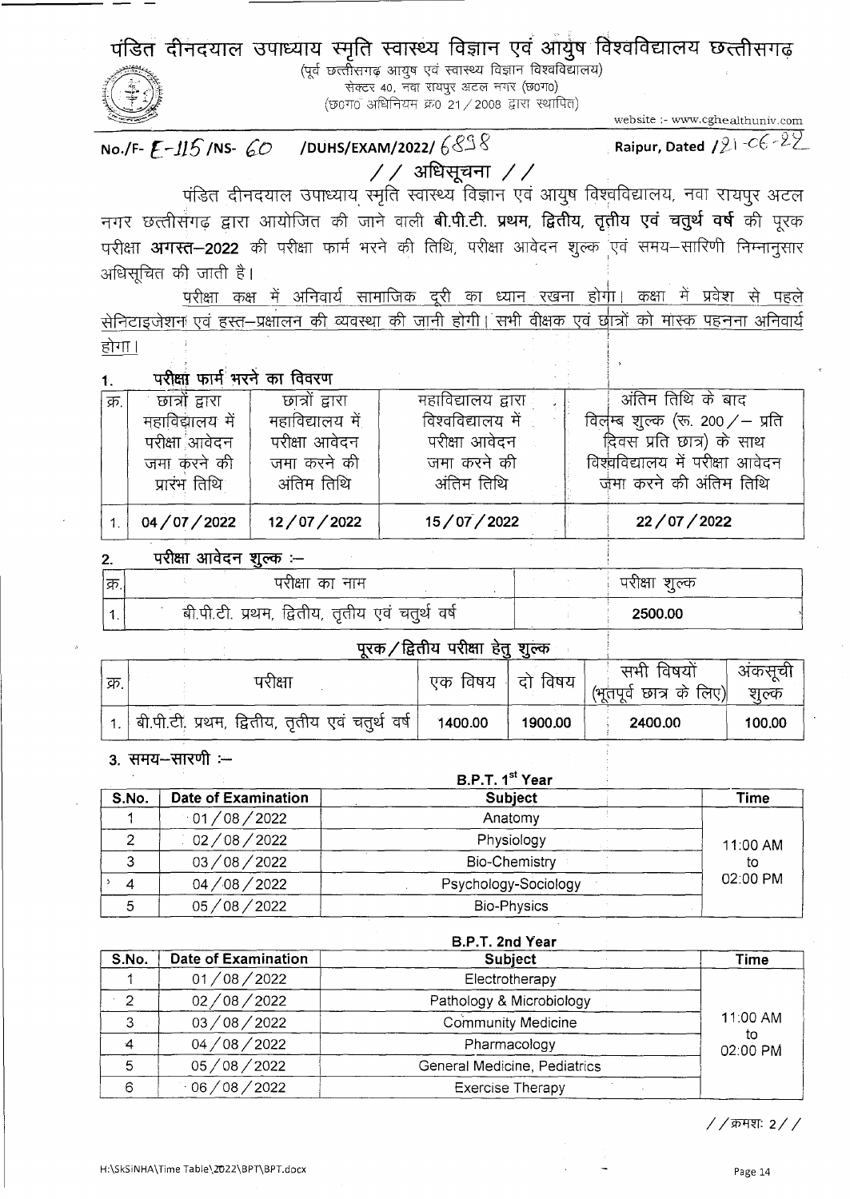# पंडित दीनदयाल उपाध्याय स्मृति स्वास्थ्य विज्ञान एवं आयुष विश्वविद्यालय छत्तीसगढ़

(पूर्व छत्तीसगढ़ आयुष एवं स्वास्थ्य विज्ञान विश्वविद्यालय)
सेक्टर 40, नवा रायपुर अटल नगर (छ0ग0)
(छ0ग0 अधिनियम क्र0 21/2008 द्वारा स्थापित)

website :- www.cghealthuniv.com

No./F- F-115 /NS- 60 /DUHS/EXAM/2022/ 6898 Raipur, Dated 21-06-22

## // अधिसूचना //

पंडित दीनदयाल उपाध्याय स्मृति स्वास्थ्य विज्ञान एवं आयुष विश्वविद्यालय, नवा रायपुर अटल नगर छत्तीसगढ़ द्वारा आयोजित की जाने वाली **बी.पी.टी. प्रथम, द्वितीय, तृतीय एवं चतुर्थ वर्ष** की पूरक परीक्षा **अगस्त–2022** की परीक्षा फार्म भरने की तिथि, परीक्षा आवेदन शुल्क एवं समय–सारिणी निम्नानुसार अधिसूचित की जाती है।

परीक्षा कक्ष में अनिवार्य सामाजिक दूरी का ध्यान रखना होगा। कक्षा में प्रवेश से पहले सेनिटाइजेशन एवं हस्त–प्रक्षालन की व्यवस्था की जानी होगी। सभी वीक्षक एवं छात्रों को मास्क पहनना अनिवार्य होगा।

### 1. परीक्षा फार्म भरने का विवरण

| क्र. | छात्रों द्वारा महाविद्यालय में परीक्षा आवेदन जमा करने की प्रारंभ तिथि | छात्रों द्वारा महाविद्यालय में परीक्षा आवेदन जमा करने की अंतिम तिथि | महाविद्यालय द्वारा विश्वविद्यालय में परीक्षा आवेदन जमा करने की अंतिम तिथि | अंतिम तिथि के बाद विलम्ब शुल्क (रू. 200/– प्रति दिवस प्रति छात्र) के साथ विश्वविद्यालय में परीक्षा आवेदन जमा करने की अंतिम तिथि |
|---|---|---|---|---|
| 1. | **04/07/2022** | **12/07/2022** | **15/07/2022** | **22/07/2022** |

### 2. परीक्षा आवेदन शुल्क :–

| क्र. | परीक्षा का नाम | परीक्षा शुल्क |
|---|---|---|
| 1. | बी.पी.टी. प्रथम, द्वितीय, तृतीय एवं चतुर्थ वर्ष | **2500.00** |

**पूरक/द्वितीय परीक्षा हेतु शुल्क**

| क्र. | परीक्षा | एक विषय | दो विषय | सभी विषयों (भूतपूर्व छात्र के लिए) | अंकसूची शुल्क |
|---|---|---|---|---|---|
| 1. | बी.पी.टी. प्रथम, द्वितीय, तृतीय एवं चतुर्थ वर्ष | **1400.00** | **1900.00** | **2400.00** | **100.00** |

### 3. समय–सारणी :–

**B.P.T. 1st Year**

| S.No. | Date of Examination | Subject | Time |
|---|---|---|---|
| 1 | 01/08/2022 | Anatomy | 11:00 AM to 02:00 PM |
| 2 | 02/08/2022 | Physiology | |
| 3 | 03/08/2022 | Bio-Chemistry | |
| 4 | 04/08/2022 | Psychology-Sociology | |
| 5 | 05/08/2022 | Bio-Physics | |

**B.P.T. 2nd Year**

| S.No. | Date of Examination | Subject | Time |
|---|---|---|---|
| 1 | 01/08/2022 | Electrotherapy | 11:00 AM to 02:00 PM |
| 2 | 02/08/2022 | Pathology & Microbiology | |
| 3 | 03/08/2022 | Community Medicine | |
| 4 | 04/08/2022 | Pharmacology | |
| 5 | 05/08/2022 | General Medicine, Pediatrics | |
| 6 | 06/08/2022 | Exercise Therapy | |

//क्रमशः 2//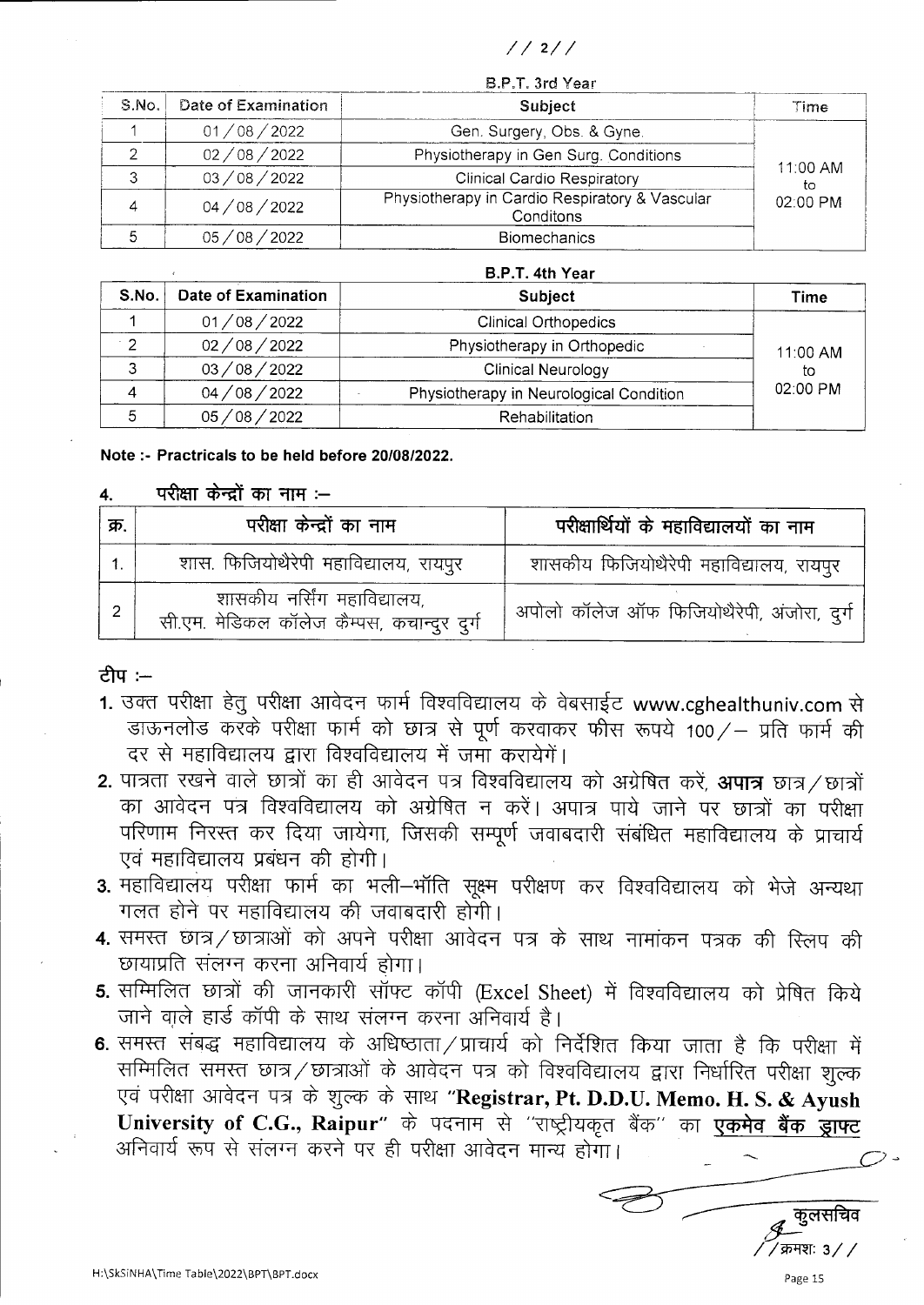### B.P.T. 3rd Year

| S.No. | Date of Examination | Subject | Time |
|---|---|---|---|
| 1 | 01 / 08 / 2022 | Gen. Surgery, Obs. & Gyne. | 11:00 AM to 02:00 PM |
| 2 | 02 / 08 / 2022 | Physiotherapy in Gen Surg. Conditions | |
| 3 | 03 / 08 / 2022 | Clinical Cardio Respiratory | |
| 4 | 04 / 08 / 2022 | Physiotherapy in Cardio Respiratory & Vascular Conditons | |
| 5 | 05 / 08 / 2022 | Biomechanics | |

### B.P.T. 4th Year

| S.No. | Date of Examination | Subject | Time |
|---|---|---|---|
| 1 | 01 / 08 / 2022 | Clinical Orthopedics | 11:00 AM to 02:00 PM |
| 2 | 02 / 08 / 2022 | Physiotherapy in Orthopedic | |
| 3 | 03 / 08 / 2022 | Clinical Neurology | |
| 4 | 04 / 08 / 2022 | Physiotherapy in Neurological Condition | |
| 5 | 05 / 08 / 2022 | Rehabilitation | |

**Note :- Practricals to be held before 20/08/2022.**

**4. परीक्षा केन्द्रों का नाम :–**

| क्र. | परीक्षा केन्द्रों का नाम | परीक्षार्थियों के महाविद्यालयों का नाम |
|---|---|---|
| 1. | शास. फिजियोथैरेपी महाविद्यालय, रायपुर | शासकीय फिजियोथैरेपी महाविद्यालय, रायपुर |
| 2 | शासकीय नर्सिंग महाविद्यालय, सी.एम. मेडिकल कॉलेज कैम्पस, कचान्दुर दुर्ग | अपोलो कॉलेज ऑफ फिजियोथैरेपी, अंजोरा, दुर्ग |

**टीप :–**

1. उक्त परीक्षा हेतु परीक्षा आवेदन फार्म विश्वविद्यालय के वेबसाईट www.cghealthuniv.com से डाऊनलोड करके परीक्षा फार्म को छात्र से पूर्ण करवाकर फीस रूपये 100/– प्रति फार्म की दर से महाविद्यालय द्वारा विश्वविद्यालय में जमा करायेगें।
2. पात्रता रखने वाले छात्रों का ही आवेदन पत्र विश्वविद्यालय को अग्रेषित करें, **अपात्र** छात्र/छात्रों का आवेदन पत्र विश्वविद्यालय को अग्रेषित न करें। अपात्र पाये जाने पर छात्रों का परीक्षा परिणाम निरस्त कर दिया जायेगा, जिसकी सम्पूर्ण जवाबदारी संबंधित महाविद्यालय के प्राचार्य एवं महाविद्यालय प्रबंधन की होगी।
3. महाविद्यालय परीक्षा फार्म का भली–भॉति सूक्ष्म परीक्षण कर विश्वविद्यालय को भेजे अन्यथा गलत होने पर महाविद्यालय की जवाबदारी होगी।
4. समस्त छात्र/छात्राओं को अपने परीक्षा आवेदन पत्र के साथ नामांकन पत्रक की स्लिप की छायाप्रति संलग्न करना अनिवार्य होगा।
5. सम्मिलित छात्रों की जानकारी सॉफ्ट कॉपी (Excel Sheet) में विश्वविद्यालय को प्रेषित किये जाने वाले हार्ड कॉपी के साथ संलग्न करना अनिवार्य है।
6. समस्त संबद्ध महाविद्यालय के अधिष्ठाता/प्राचार्य को निर्देशित किया जाता है कि परीक्षा में सम्मिलित समस्त छात्र/छात्राओं के आवेदन पत्र को विश्वविद्यालय द्वारा निर्धारित परीक्षा शुल्क एवं परीक्षा आवेदन पत्र के शुल्क के साथ **"Registrar, Pt. D.D.U. Memo. H. S. & Ayush University of C.G., Raipur"** के पदनाम से "राष्ट्रीयकृत बैंक" का **एकमेव बैंक ड्राफ्ट** अनिवार्य रूप से संलग्न करने पर ही परीक्षा आवेदन मान्य होगा।

कुलसचिव

//क्रमशः 3//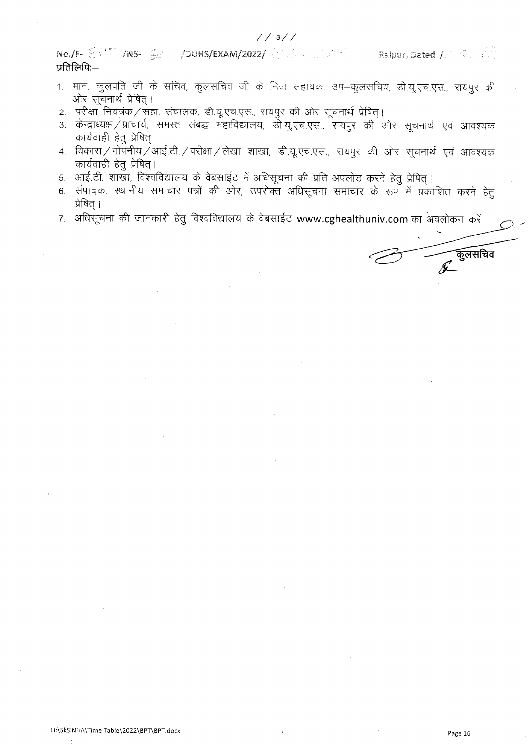No./F- /NS- /DUHS/EXAM/2022/ Raipur, Dated /

**प्रतिलिपिः—**

1. मान. कुलपति जी के सचिव, कुलसचिव जी के निज सहायक, उप–कुलसचिव, डी.यू.एच.एस., रायपुर की ओर सूचनार्थ प्रेषित्।
2. परीक्षा नियंत्रक / सहा. संचालक, डी.यू.एच.एस., रायपुर की ओर सूचनार्थ प्रेषित्।
3. केन्द्राध्यक्ष / प्राचार्य, समस्त संबंद्ध महाविद्यालय, डी.यू.एच.एस., रायपुर की ओर सूचनार्थ एवं आवश्यक कार्यवाही हेतु प्रेषित्।
4. विकास / गोपनीय / आई.टी. / परीक्षा / लेखा शाखा, डी.यू.एच.एस., रायपुर की ओर सूचनार्थ एवं आवश्यक कार्यवाही हेतु प्रेषित्।
5. आई.टी. शाखा, विश्वविद्यालय के वेबसाईट में अधिसूचना की प्रति अपलोड करने हेतु प्रेषित्।
6. संपादक, स्थानीय समाचार पत्रों की ओर, उपरोक्त अधिसूचना समाचार के रूप में प्रकाशित करने हेतु प्रेषित्।
7. अधिसूचना की जानकारी हेतु विश्वविद्यालय के वेबसाईट www.cghealthuniv.com का अवलोकन करें।

**कुलसचिव**

H:\SkSINHA\Time Table\2022\BPT\BPT.docx